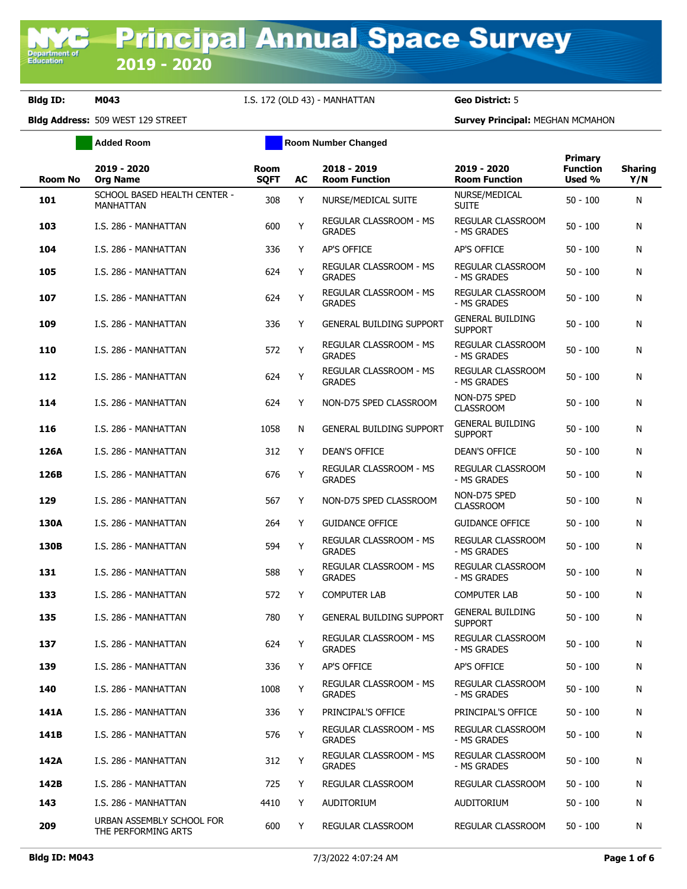# Principal Annual Space Survey 2019 - 2020

**Bldg ID:** M043 I.S. 172 (OLD 43) - MANHATTAN **Geo District:** 5

**Bldg Address:** 509 WEST 129 STREET **Survey Principal:** MEGHAN MCMAHON

Added Room | Room Number Changed

| Room No | 2019 - 2020 Org Name | Room SQFT | AC | 2018 - 2019 Room Function | 2019 - 2020 Room Function | Primary Function Used % | Sharing Y/N |
|---|---|---|---|---|---|---|---|
| 101 | SCHOOL BASED HEALTH CENTER - MANHATTAN | 308 | Y | NURSE/MEDICAL SUITE | NURSE/MEDICAL SUITE | 50 - 100 | N |
| 103 | I.S. 286 - MANHATTAN | 600 | Y | REGULAR CLASSROOM - MS GRADES | REGULAR CLASSROOM - MS GRADES | 50 - 100 | N |
| 104 | I.S. 286 - MANHATTAN | 336 | Y | AP'S OFFICE | AP'S OFFICE | 50 - 100 | N |
| 105 | I.S. 286 - MANHATTAN | 624 | Y | REGULAR CLASSROOM - MS GRADES | REGULAR CLASSROOM - MS GRADES | 50 - 100 | N |
| 107 | I.S. 286 - MANHATTAN | 624 | Y | REGULAR CLASSROOM - MS GRADES | REGULAR CLASSROOM - MS GRADES | 50 - 100 | N |
| 109 | I.S. 286 - MANHATTAN | 336 | Y | GENERAL BUILDING SUPPORT | GENERAL BUILDING SUPPORT | 50 - 100 | N |
| 110 | I.S. 286 - MANHATTAN | 572 | Y | REGULAR CLASSROOM - MS GRADES | REGULAR CLASSROOM - MS GRADES | 50 - 100 | N |
| 112 | I.S. 286 - MANHATTAN | 624 | Y | REGULAR CLASSROOM - MS GRADES | REGULAR CLASSROOM - MS GRADES | 50 - 100 | N |
| 114 | I.S. 286 - MANHATTAN | 624 | Y | NON-D75 SPED CLASSROOM | NON-D75 SPED CLASSROOM | 50 - 100 | N |
| 116 | I.S. 286 - MANHATTAN | 1058 | N | GENERAL BUILDING SUPPORT | GENERAL BUILDING SUPPORT | 50 - 100 | N |
| 126A | I.S. 286 - MANHATTAN | 312 | Y | DEAN'S OFFICE | DEAN'S OFFICE | 50 - 100 | N |
| 126B | I.S. 286 - MANHATTAN | 676 | Y | REGULAR CLASSROOM - MS GRADES | REGULAR CLASSROOM - MS GRADES | 50 - 100 | N |
| 129 | I.S. 286 - MANHATTAN | 567 | Y | NON-D75 SPED CLASSROOM | NON-D75 SPED CLASSROOM | 50 - 100 | N |
| 130A | I.S. 286 - MANHATTAN | 264 | Y | GUIDANCE OFFICE | GUIDANCE OFFICE | 50 - 100 | N |
| 130B | I.S. 286 - MANHATTAN | 594 | Y | REGULAR CLASSROOM - MS GRADES | REGULAR CLASSROOM - MS GRADES | 50 - 100 | N |
| 131 | I.S. 286 - MANHATTAN | 588 | Y | REGULAR CLASSROOM - MS GRADES | REGULAR CLASSROOM - MS GRADES | 50 - 100 | N |
| 133 | I.S. 286 - MANHATTAN | 572 | Y | COMPUTER LAB | COMPUTER LAB | 50 - 100 | N |
| 135 | I.S. 286 - MANHATTAN | 780 | Y | GENERAL BUILDING SUPPORT | GENERAL BUILDING SUPPORT | 50 - 100 | N |
| 137 | I.S. 286 - MANHATTAN | 624 | Y | REGULAR CLASSROOM - MS GRADES | REGULAR CLASSROOM - MS GRADES | 50 - 100 | N |
| 139 | I.S. 286 - MANHATTAN | 336 | Y | AP'S OFFICE | AP'S OFFICE | 50 - 100 | N |
| 140 | I.S. 286 - MANHATTAN | 1008 | Y | REGULAR CLASSROOM - MS GRADES | REGULAR CLASSROOM - MS GRADES | 50 - 100 | N |
| 141A | I.S. 286 - MANHATTAN | 336 | Y | PRINCIPAL'S OFFICE | PRINCIPAL'S OFFICE | 50 - 100 | N |
| 141B | I.S. 286 - MANHATTAN | 576 | Y | REGULAR CLASSROOM - MS GRADES | REGULAR CLASSROOM - MS GRADES | 50 - 100 | N |
| 142A | I.S. 286 - MANHATTAN | 312 | Y | REGULAR CLASSROOM - MS GRADES | REGULAR CLASSROOM - MS GRADES | 50 - 100 | N |
| 142B | I.S. 286 - MANHATTAN | 725 | Y | REGULAR CLASSROOM | REGULAR CLASSROOM | 50 - 100 | N |
| 143 | I.S. 286 - MANHATTAN | 4410 | Y | AUDITORIUM | AUDITORIUM | 50 - 100 | N |
| 209 | URBAN ASSEMBLY SCHOOL FOR THE PERFORMING ARTS | 600 | Y | REGULAR CLASSROOM | REGULAR CLASSROOM | 50 - 100 | N |

Bldg ID: M043 7/3/2022 4:07:24 AM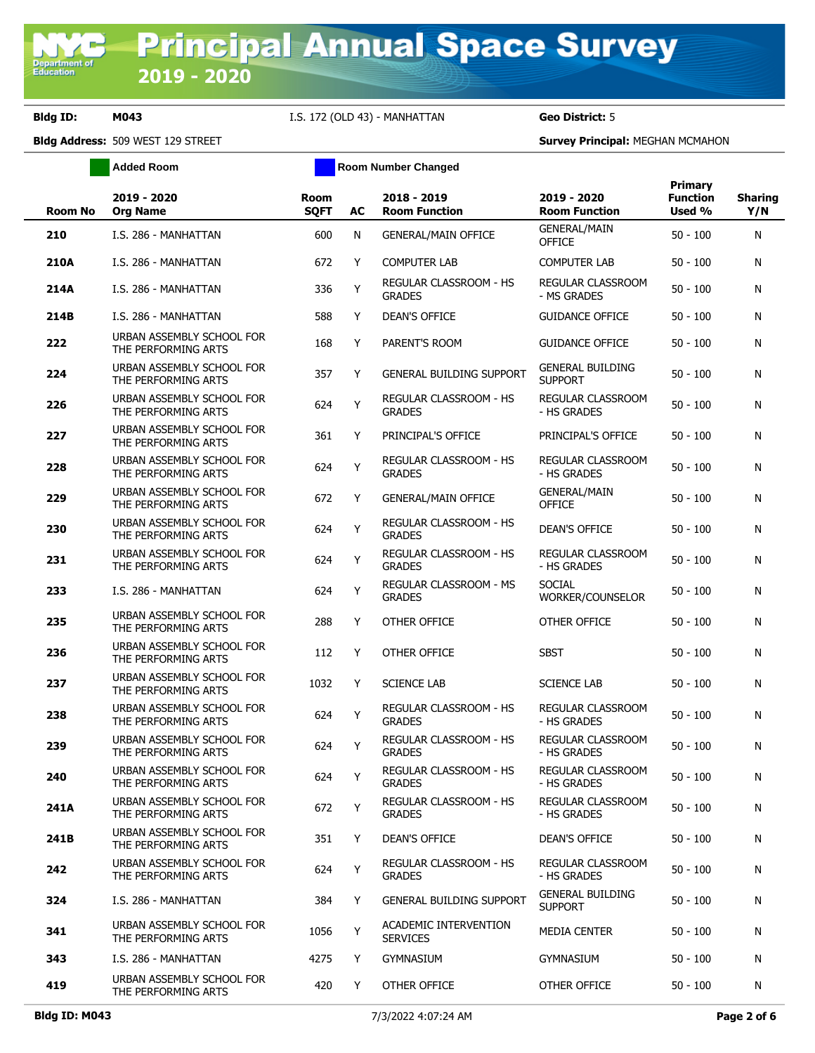# Principal Annual Space Survey 2019 - 2020

**Bldg ID:** M043 I.S. 172 (OLD 43) - MANHATTAN **Geo District:** 5

**Bldg Address:** 509 WEST 129 STREET **Survey Principal:** MEGHAN MCMAHON

Added Room | Room Number Changed

| Room No | 2019 - 2020 Org Name | Room SQFT | AC | 2018 - 2019 Room Function | 2019 - 2020 Room Function | Primary Function Used % | Sharing Y/N |
|---|---|---|---|---|---|---|---|
| 210 | I.S. 286 - MANHATTAN | 600 | N | GENERAL/MAIN OFFICE | GENERAL/MAIN OFFICE | 50 - 100 | N |
| 210A | I.S. 286 - MANHATTAN | 672 | Y | COMPUTER LAB | COMPUTER LAB | 50 - 100 | N |
| 214A | I.S. 286 - MANHATTAN | 336 | Y | REGULAR CLASSROOM - HS GRADES | REGULAR CLASSROOM - MS GRADES | 50 - 100 | N |
| 214B | I.S. 286 - MANHATTAN | 588 | Y | DEAN'S OFFICE | GUIDANCE OFFICE | 50 - 100 | N |
| 222 | URBAN ASSEMBLY SCHOOL FOR THE PERFORMING ARTS | 168 | Y | PARENT'S ROOM | GUIDANCE OFFICE | 50 - 100 | N |
| 224 | URBAN ASSEMBLY SCHOOL FOR THE PERFORMING ARTS | 357 | Y | GENERAL BUILDING SUPPORT | GENERAL BUILDING SUPPORT | 50 - 100 | N |
| 226 | URBAN ASSEMBLY SCHOOL FOR THE PERFORMING ARTS | 624 | Y | REGULAR CLASSROOM - HS GRADES | REGULAR CLASSROOM - HS GRADES | 50 - 100 | N |
| 227 | URBAN ASSEMBLY SCHOOL FOR THE PERFORMING ARTS | 361 | Y | PRINCIPAL'S OFFICE | PRINCIPAL'S OFFICE | 50 - 100 | N |
| 228 | URBAN ASSEMBLY SCHOOL FOR THE PERFORMING ARTS | 624 | Y | REGULAR CLASSROOM - HS GRADES | REGULAR CLASSROOM - HS GRADES | 50 - 100 | N |
| 229 | URBAN ASSEMBLY SCHOOL FOR THE PERFORMING ARTS | 672 | Y | GENERAL/MAIN OFFICE | GENERAL/MAIN OFFICE | 50 - 100 | N |
| 230 | URBAN ASSEMBLY SCHOOL FOR THE PERFORMING ARTS | 624 | Y | REGULAR CLASSROOM - HS GRADES | DEAN'S OFFICE | 50 - 100 | N |
| 231 | URBAN ASSEMBLY SCHOOL FOR THE PERFORMING ARTS | 624 | Y | REGULAR CLASSROOM - HS GRADES | REGULAR CLASSROOM - HS GRADES | 50 - 100 | N |
| 233 | I.S. 286 - MANHATTAN | 624 | Y | REGULAR CLASSROOM - MS GRADES | SOCIAL WORKER/COUNSELOR | 50 - 100 | N |
| 235 | URBAN ASSEMBLY SCHOOL FOR THE PERFORMING ARTS | 288 | Y | OTHER OFFICE | OTHER OFFICE | 50 - 100 | N |
| 236 | URBAN ASSEMBLY SCHOOL FOR THE PERFORMING ARTS | 112 | Y | OTHER OFFICE | SBST | 50 - 100 | N |
| 237 | URBAN ASSEMBLY SCHOOL FOR THE PERFORMING ARTS | 1032 | Y | SCIENCE LAB | SCIENCE LAB | 50 - 100 | N |
| 238 | URBAN ASSEMBLY SCHOOL FOR THE PERFORMING ARTS | 624 | Y | REGULAR CLASSROOM - HS GRADES | REGULAR CLASSROOM - HS GRADES | 50 - 100 | N |
| 239 | URBAN ASSEMBLY SCHOOL FOR THE PERFORMING ARTS | 624 | Y | REGULAR CLASSROOM - HS GRADES | REGULAR CLASSROOM - HS GRADES | 50 - 100 | N |
| 240 | URBAN ASSEMBLY SCHOOL FOR THE PERFORMING ARTS | 624 | Y | REGULAR CLASSROOM - HS GRADES | REGULAR CLASSROOM - HS GRADES | 50 - 100 | N |
| 241A | URBAN ASSEMBLY SCHOOL FOR THE PERFORMING ARTS | 672 | Y | REGULAR CLASSROOM - HS GRADES | REGULAR CLASSROOM - HS GRADES | 50 - 100 | N |
| 241B | URBAN ASSEMBLY SCHOOL FOR THE PERFORMING ARTS | 351 | Y | DEAN'S OFFICE | DEAN'S OFFICE | 50 - 100 | N |
| 242 | URBAN ASSEMBLY SCHOOL FOR THE PERFORMING ARTS | 624 | Y | REGULAR CLASSROOM - HS GRADES | REGULAR CLASSROOM - HS GRADES | 50 - 100 | N |
| 324 | I.S. 286 - MANHATTAN | 384 | Y | GENERAL BUILDING SUPPORT | GENERAL BUILDING SUPPORT | 50 - 100 | N |
| 341 | URBAN ASSEMBLY SCHOOL FOR THE PERFORMING ARTS | 1056 | Y | ACADEMIC INTERVENTION SERVICES | MEDIA CENTER | 50 - 100 | N |
| 343 | I.S. 286 - MANHATTAN | 4275 | Y | GYMNASIUM | GYMNASIUM | 50 - 100 | N |
| 419 | URBAN ASSEMBLY SCHOOL FOR THE PERFORMING ARTS | 420 | Y | OTHER OFFICE | OTHER OFFICE | 50 - 100 | N |

**Bldg ID: M043** 7/3/2022 4:07:24 AM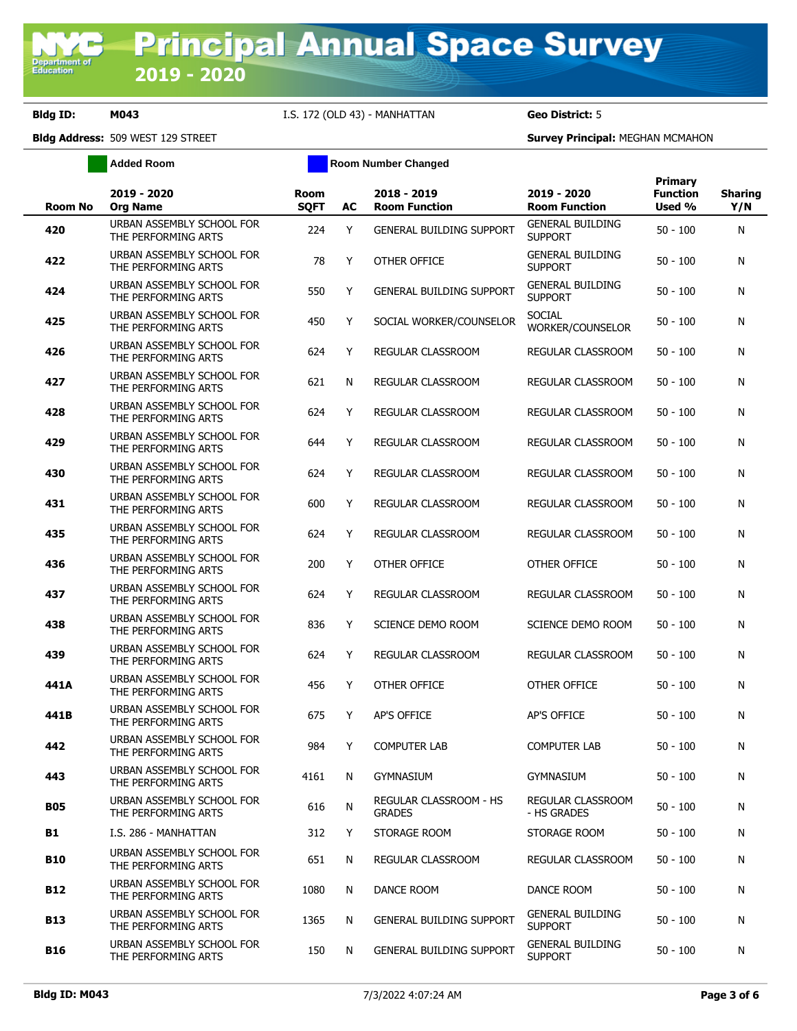# Principal Annual Space Survey 2019 - 2020

**Bldg ID:** M043 I.S. 172 (OLD 43) - MANHATTAN **Geo District:** 5

**Bldg Address:** 509 WEST 129 STREET **Survey Principal:** MEGHAN MCMAHON

Added Room | Room Number Changed

| Room No | 2019 - 2020 Org Name | Room SQFT | AC | 2018 - 2019 Room Function | 2019 - 2020 Room Function | Primary Function Used % | Sharing Y/N |
|---|---|---|---|---|---|---|---|
| **420** | URBAN ASSEMBLY SCHOOL FOR THE PERFORMING ARTS | 224 | Y | GENERAL BUILDING SUPPORT | GENERAL BUILDING SUPPORT | 50 - 100 | N |
| **422** | URBAN ASSEMBLY SCHOOL FOR THE PERFORMING ARTS | 78 | Y | OTHER OFFICE | GENERAL BUILDING SUPPORT | 50 - 100 | N |
| **424** | URBAN ASSEMBLY SCHOOL FOR THE PERFORMING ARTS | 550 | Y | GENERAL BUILDING SUPPORT | GENERAL BUILDING SUPPORT | 50 - 100 | N |
| **425** | URBAN ASSEMBLY SCHOOL FOR THE PERFORMING ARTS | 450 | Y | SOCIAL WORKER/COUNSELOR | SOCIAL WORKER/COUNSELOR | 50 - 100 | N |
| **426** | URBAN ASSEMBLY SCHOOL FOR THE PERFORMING ARTS | 624 | Y | REGULAR CLASSROOM | REGULAR CLASSROOM | 50 - 100 | N |
| **427** | URBAN ASSEMBLY SCHOOL FOR THE PERFORMING ARTS | 621 | N | REGULAR CLASSROOM | REGULAR CLASSROOM | 50 - 100 | N |
| **428** | URBAN ASSEMBLY SCHOOL FOR THE PERFORMING ARTS | 624 | Y | REGULAR CLASSROOM | REGULAR CLASSROOM | 50 - 100 | N |
| **429** | URBAN ASSEMBLY SCHOOL FOR THE PERFORMING ARTS | 644 | Y | REGULAR CLASSROOM | REGULAR CLASSROOM | 50 - 100 | N |
| **430** | URBAN ASSEMBLY SCHOOL FOR THE PERFORMING ARTS | 624 | Y | REGULAR CLASSROOM | REGULAR CLASSROOM | 50 - 100 | N |
| **431** | URBAN ASSEMBLY SCHOOL FOR THE PERFORMING ARTS | 600 | Y | REGULAR CLASSROOM | REGULAR CLASSROOM | 50 - 100 | N |
| **435** | URBAN ASSEMBLY SCHOOL FOR THE PERFORMING ARTS | 624 | Y | REGULAR CLASSROOM | REGULAR CLASSROOM | 50 - 100 | N |
| **436** | URBAN ASSEMBLY SCHOOL FOR THE PERFORMING ARTS | 200 | Y | OTHER OFFICE | OTHER OFFICE | 50 - 100 | N |
| **437** | URBAN ASSEMBLY SCHOOL FOR THE PERFORMING ARTS | 624 | Y | REGULAR CLASSROOM | REGULAR CLASSROOM | 50 - 100 | N |
| **438** | URBAN ASSEMBLY SCHOOL FOR THE PERFORMING ARTS | 836 | Y | SCIENCE DEMO ROOM | SCIENCE DEMO ROOM | 50 - 100 | N |
| **439** | URBAN ASSEMBLY SCHOOL FOR THE PERFORMING ARTS | 624 | Y | REGULAR CLASSROOM | REGULAR CLASSROOM | 50 - 100 | N |
| **441A** | URBAN ASSEMBLY SCHOOL FOR THE PERFORMING ARTS | 456 | Y | OTHER OFFICE | OTHER OFFICE | 50 - 100 | N |
| **441B** | URBAN ASSEMBLY SCHOOL FOR THE PERFORMING ARTS | 675 | Y | AP'S OFFICE | AP'S OFFICE | 50 - 100 | N |
| **442** | URBAN ASSEMBLY SCHOOL FOR THE PERFORMING ARTS | 984 | Y | COMPUTER LAB | COMPUTER LAB | 50 - 100 | N |
| **443** | URBAN ASSEMBLY SCHOOL FOR THE PERFORMING ARTS | 4161 | N | GYMNASIUM | GYMNASIUM | 50 - 100 | N |
| **B05** | URBAN ASSEMBLY SCHOOL FOR THE PERFORMING ARTS | 616 | N | REGULAR CLASSROOM - HS GRADES | REGULAR CLASSROOM - HS GRADES | 50 - 100 | N |
| **B1** | I.S. 286 - MANHATTAN | 312 | Y | STORAGE ROOM | STORAGE ROOM | 50 - 100 | N |
| **B10** | URBAN ASSEMBLY SCHOOL FOR THE PERFORMING ARTS | 651 | N | REGULAR CLASSROOM | REGULAR CLASSROOM | 50 - 100 | N |
| **B12** | URBAN ASSEMBLY SCHOOL FOR THE PERFORMING ARTS | 1080 | N | DANCE ROOM | DANCE ROOM | 50 - 100 | N |
| **B13** | URBAN ASSEMBLY SCHOOL FOR THE PERFORMING ARTS | 1365 | N | GENERAL BUILDING SUPPORT | GENERAL BUILDING SUPPORT | 50 - 100 | N |
| **B16** | URBAN ASSEMBLY SCHOOL FOR THE PERFORMING ARTS | 150 | N | GENERAL BUILDING SUPPORT | GENERAL BUILDING SUPPORT | 50 - 100 | N |

**Bldg ID: M043** 7/3/2022 4:07:24 AM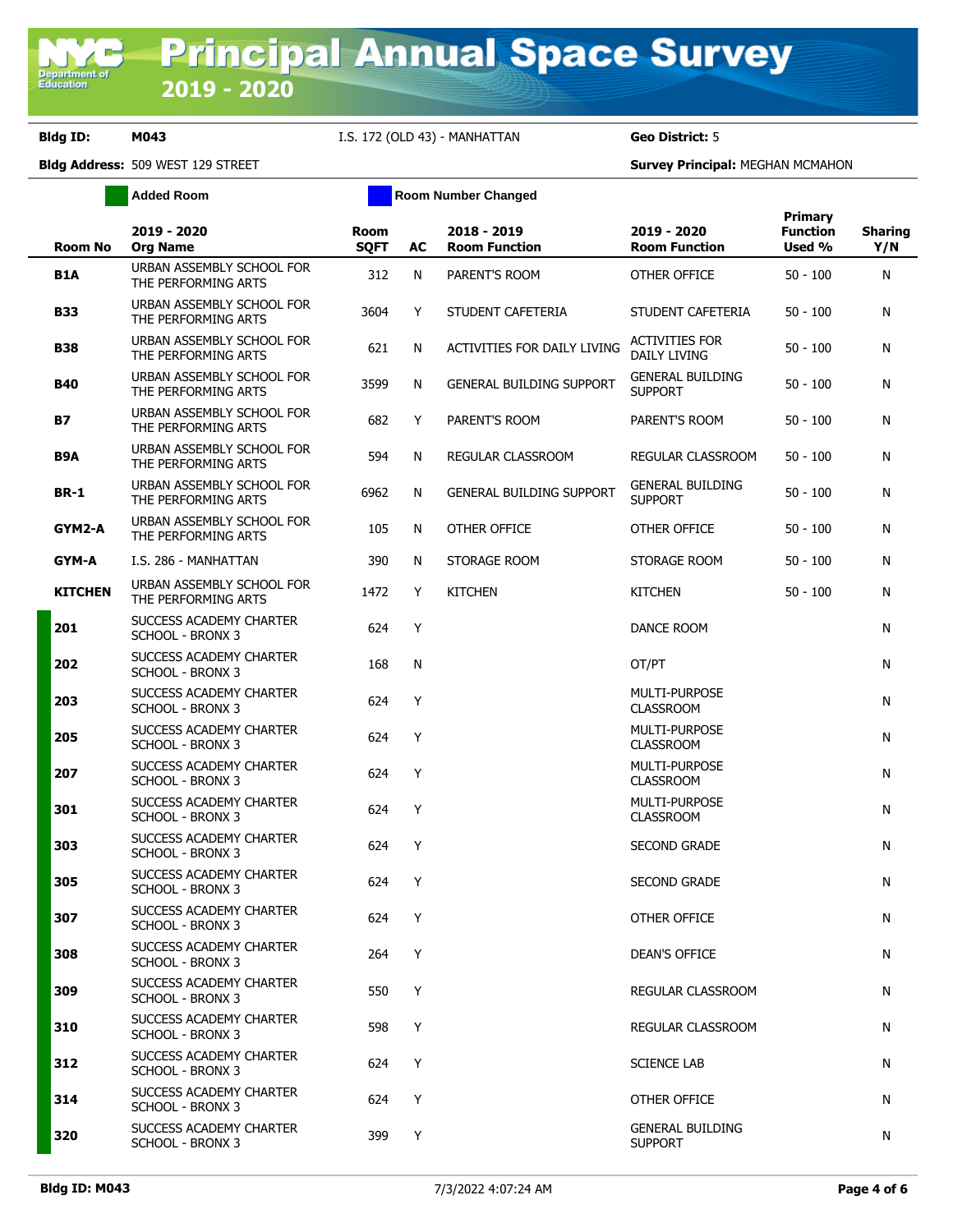# Principal Annual Space Survey

## 2019 - 2020

**Bldg ID:** M043 &nbsp;&nbsp; I.S. 172 (OLD 43) - MANHATTAN &nbsp;&nbsp; **Geo District:** 5

**Bldg Address:** 509 WEST 129 STREET &nbsp;&nbsp; **Survey Principal:** MEGHAN MCMAHON

Added Room &nbsp;&nbsp; Room Number Changed

| Room No | 2019 - 2020 Org Name | Room SQFT | AC | 2018 - 2019 Room Function | 2019 - 2020 Room Function | Primary Function Used % | Sharing Y/N |
|---|---|---|---|---|---|---|---|
| **B1A** | URBAN ASSEMBLY SCHOOL FOR THE PERFORMING ARTS | 312 | N | PARENT'S ROOM | OTHER OFFICE | 50 - 100 | N |
| **B33** | URBAN ASSEMBLY SCHOOL FOR THE PERFORMING ARTS | 3604 | Y | STUDENT CAFETERIA | STUDENT CAFETERIA | 50 - 100 | N |
| **B38** | URBAN ASSEMBLY SCHOOL FOR THE PERFORMING ARTS | 621 | N | ACTIVITIES FOR DAILY LIVING | ACTIVITIES FOR DAILY LIVING | 50 - 100 | N |
| **B40** | URBAN ASSEMBLY SCHOOL FOR THE PERFORMING ARTS | 3599 | N | GENERAL BUILDING SUPPORT | GENERAL BUILDING SUPPORT | 50 - 100 | N |
| **B7** | URBAN ASSEMBLY SCHOOL FOR THE PERFORMING ARTS | 682 | Y | PARENT'S ROOM | PARENT'S ROOM | 50 - 100 | N |
| **B9A** | URBAN ASSEMBLY SCHOOL FOR THE PERFORMING ARTS | 594 | N | REGULAR CLASSROOM | REGULAR CLASSROOM | 50 - 100 | N |
| **BR-1** | URBAN ASSEMBLY SCHOOL FOR THE PERFORMING ARTS | 6962 | N | GENERAL BUILDING SUPPORT | GENERAL BUILDING SUPPORT | 50 - 100 | N |
| **GYM2-A** | URBAN ASSEMBLY SCHOOL FOR THE PERFORMING ARTS | 105 | N | OTHER OFFICE | OTHER OFFICE | 50 - 100 | N |
| **GYM-A** | I.S. 286 - MANHATTAN | 390 | N | STORAGE ROOM | STORAGE ROOM | 50 - 100 | N |
| **KITCHEN** | URBAN ASSEMBLY SCHOOL FOR THE PERFORMING ARTS | 1472 | Y | KITCHEN | KITCHEN | 50 - 100 | N |
| **201** | SUCCESS ACADEMY CHARTER SCHOOL - BRONX 3 | 624 | Y | | DANCE ROOM | | N |
| **202** | SUCCESS ACADEMY CHARTER SCHOOL - BRONX 3 | 168 | N | | OT/PT | | N |
| **203** | SUCCESS ACADEMY CHARTER SCHOOL - BRONX 3 | 624 | Y | | MULTI-PURPOSE CLASSROOM | | N |
| **205** | SUCCESS ACADEMY CHARTER SCHOOL - BRONX 3 | 624 | Y | | MULTI-PURPOSE CLASSROOM | | N |
| **207** | SUCCESS ACADEMY CHARTER SCHOOL - BRONX 3 | 624 | Y | | MULTI-PURPOSE CLASSROOM | | N |
| **301** | SUCCESS ACADEMY CHARTER SCHOOL - BRONX 3 | 624 | Y | | MULTI-PURPOSE CLASSROOM | | N |
| **303** | SUCCESS ACADEMY CHARTER SCHOOL - BRONX 3 | 624 | Y | | SECOND GRADE | | N |
| **305** | SUCCESS ACADEMY CHARTER SCHOOL - BRONX 3 | 624 | Y | | SECOND GRADE | | N |
| **307** | SUCCESS ACADEMY CHARTER SCHOOL - BRONX 3 | 624 | Y | | OTHER OFFICE | | N |
| **308** | SUCCESS ACADEMY CHARTER SCHOOL - BRONX 3 | 264 | Y | | DEAN'S OFFICE | | N |
| **309** | SUCCESS ACADEMY CHARTER SCHOOL - BRONX 3 | 550 | Y | | REGULAR CLASSROOM | | N |
| **310** | SUCCESS ACADEMY CHARTER SCHOOL - BRONX 3 | 598 | Y | | REGULAR CLASSROOM | | N |
| **312** | SUCCESS ACADEMY CHARTER SCHOOL - BRONX 3 | 624 | Y | | SCIENCE LAB | | N |
| **314** | SUCCESS ACADEMY CHARTER SCHOOL - BRONX 3 | 624 | Y | | OTHER OFFICE | | N |
| **320** | SUCCESS ACADEMY CHARTER SCHOOL - BRONX 3 | 399 | Y | | GENERAL BUILDING SUPPORT | | N |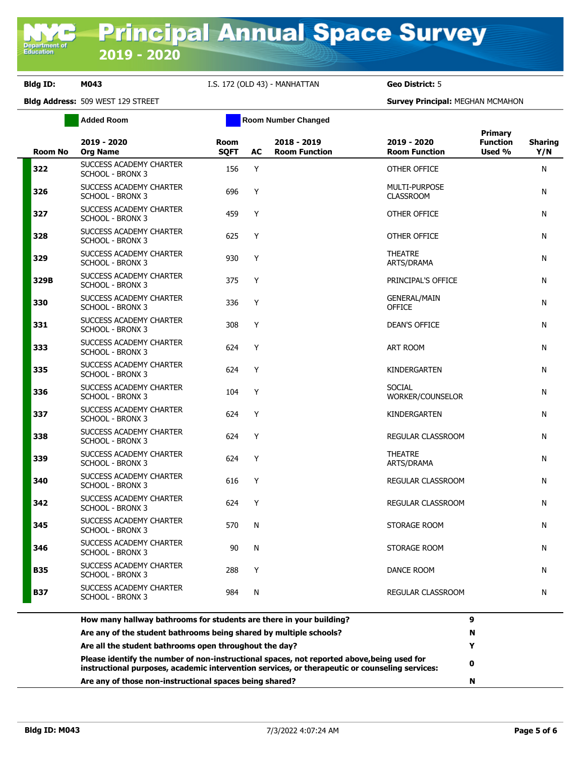# Principal Annual Space Survey

## 2019 - 2020

**Bldg ID:** M043 &nbsp;&nbsp; I.S. 172 (OLD 43) - MANHATTAN &nbsp;&nbsp; **Geo District:** 5

**Bldg Address:** 509 WEST 129 STREET &nbsp;&nbsp; **Survey Principal:** MEGHAN MCMAHON

Added Room &nbsp;&nbsp; Room Number Changed

| Room No | 2019 - 2020 Org Name | Room SQFT | AC | 2018 - 2019 Room Function | 2019 - 2020 Room Function | Primary Function Used % | Sharing Y/N |
|---|---|---|---|---|---|---|---|
| 322 | SUCCESS ACADEMY CHARTER SCHOOL - BRONX 3 | 156 | Y | | OTHER OFFICE | | N |
| 326 | SUCCESS ACADEMY CHARTER SCHOOL - BRONX 3 | 696 | Y | | MULTI-PURPOSE CLASSROOM | | N |
| 327 | SUCCESS ACADEMY CHARTER SCHOOL - BRONX 3 | 459 | Y | | OTHER OFFICE | | N |
| 328 | SUCCESS ACADEMY CHARTER SCHOOL - BRONX 3 | 625 | Y | | OTHER OFFICE | | N |
| 329 | SUCCESS ACADEMY CHARTER SCHOOL - BRONX 3 | 930 | Y | | THEATRE ARTS/DRAMA | | N |
| 329B | SUCCESS ACADEMY CHARTER SCHOOL - BRONX 3 | 375 | Y | | PRINCIPAL'S OFFICE | | N |
| 330 | SUCCESS ACADEMY CHARTER SCHOOL - BRONX 3 | 336 | Y | | GENERAL/MAIN OFFICE | | N |
| 331 | SUCCESS ACADEMY CHARTER SCHOOL - BRONX 3 | 308 | Y | | DEAN'S OFFICE | | N |
| 333 | SUCCESS ACADEMY CHARTER SCHOOL - BRONX 3 | 624 | Y | | ART ROOM | | N |
| 335 | SUCCESS ACADEMY CHARTER SCHOOL - BRONX 3 | 624 | Y | | KINDERGARTEN | | N |
| 336 | SUCCESS ACADEMY CHARTER SCHOOL - BRONX 3 | 104 | Y | | SOCIAL WORKER/COUNSELOR | | N |
| 337 | SUCCESS ACADEMY CHARTER SCHOOL - BRONX 3 | 624 | Y | | KINDERGARTEN | | N |
| 338 | SUCCESS ACADEMY CHARTER SCHOOL - BRONX 3 | 624 | Y | | REGULAR CLASSROOM | | N |
| 339 | SUCCESS ACADEMY CHARTER SCHOOL - BRONX 3 | 624 | Y | | THEATRE ARTS/DRAMA | | N |
| 340 | SUCCESS ACADEMY CHARTER SCHOOL - BRONX 3 | 616 | Y | | REGULAR CLASSROOM | | N |
| 342 | SUCCESS ACADEMY CHARTER SCHOOL - BRONX 3 | 624 | Y | | REGULAR CLASSROOM | | N |
| 345 | SUCCESS ACADEMY CHARTER SCHOOL - BRONX 3 | 570 | N | | STORAGE ROOM | | N |
| 346 | SUCCESS ACADEMY CHARTER SCHOOL - BRONX 3 | 90 | N | | STORAGE ROOM | | N |
| B35 | SUCCESS ACADEMY CHARTER SCHOOL - BRONX 3 | 288 | Y | | DANCE ROOM | | N |
| B37 | SUCCESS ACADEMY CHARTER SCHOOL - BRONX 3 | 984 | N | | REGULAR CLASSROOM | | N |

| Question | Answer |
|---|---|
| **How many hallway bathrooms for students are there in your building?** | 9 |
| **Are any of the student bathrooms being shared by multiple schools?** | N |
| **Are all the student bathrooms open throughout the day?** | Y |
| **Please identify the number of non-instructional spaces, not reported above,being used for instructional purposes, academic intervention services, or therapeutic or counseling services:** | 0 |
| **Are any of those non-instructional spaces being shared?** | N |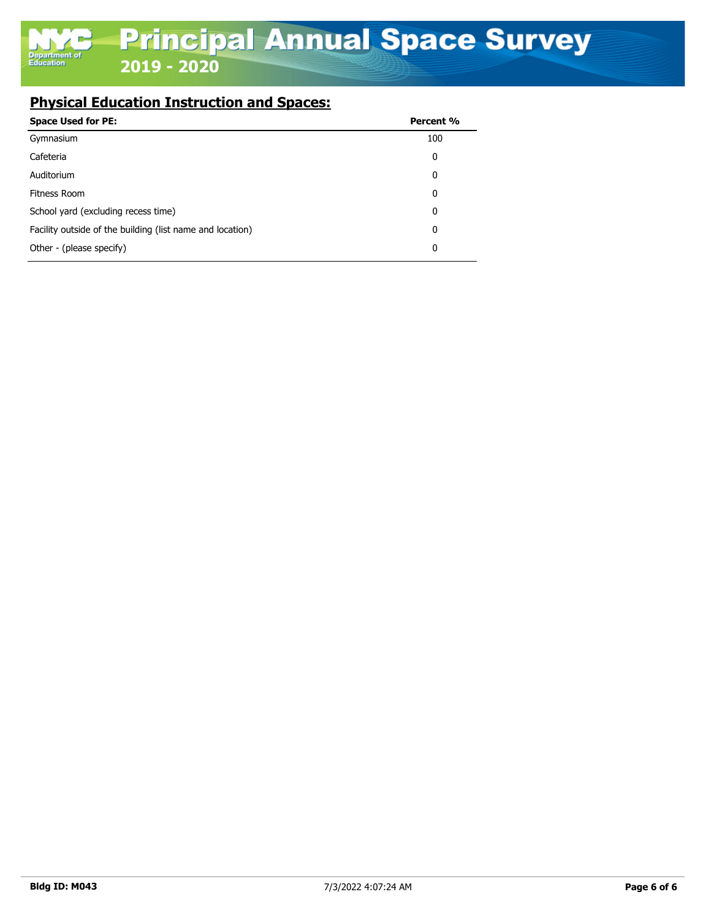## Physical Education Instruction and Spaces:

| Space Used for PE: | Percent % |
| --- | --- |
| Gymnasium | 100 |
| Cafeteria | 0 |
| Auditorium | 0 |
| Fitness Room | 0 |
| School yard (excluding recess time) | 0 |
| Facility outside of the building (list name and location) | 0 |
| Other - (please specify) | 0 |